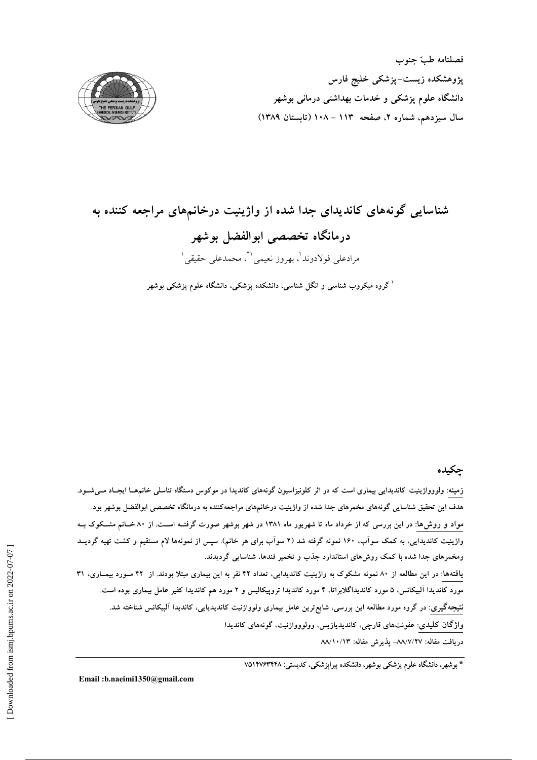فصلنامه طبّ جنوب
پژوهشکده زیست-پزشکی خلیج فارس
دانشگاه علوم پزشکی و خدمات بهداشتی درمانی بوشهر
سال سیزدهم، شماره ۲، صفحه ۱۱۳ - ۱۰۸ (تابستان ۱۳۸۹)

# شناسایی گونه‌های کاندیدای جدا شده از واژینیت درخانم‌های مراجعه کننده به درمانگاه تخصصی ابوالفضل بوشهر

مرادعلی فولادوند[1]، بهروز نعیمی[1*]، محمدعلی حقیقی[1]

[1] گروه میکروب شناسی و انگل شناسی، دانشکده پزشکی، دانشگاه علوم پزشکی بوشهر

## چکیده

زمینه: ولوو‌واژینیت کاندیدایی بیماری است که در اثر کلونیزاسیون گونه‌های کاندیدا در موکوس دستگاه تناسلی خانم‌ها ایجاد می‌شود. هدف این تحقیق شناسایی گونه‌های مخمرهای جدا شده از واژینیت درخانم‌های مراجعه‌کننده به درمانگاه تخصصی ابوالفضل بوشهر بود.

مواد و روش‌ها: در این بررسی که از خرداد ماه تا شهریور ماه ۱۳۸۱ در شهر بوشهر صورت گرفته است. از ۸۰ خانم مشکوک به واژینیت کاندیدایی، به کمک سوآب، ۱۶۰ نمونه گرفته شد (۲ سوآب برای هر خانم). سپس از نمونه‌ها لام مستقیم و کشت تهیه گردید ومخمرهای جدا شده با کمک روش‌های استاندارد جذب و تخمیر قندها، شناسایی گردیدند.

یافته‌ها: در این مطالعه از ۸۰ نمونه مشکوک به واژینیت کاندیدایی، تعداد ۴۲ نفر به این بیماری مبتلا بودند. از ۴۲ مورد بیماری، ۳۱ مورد کاندیدا آلبیکانس، ۵ مورد کاندیداگلابراتا، ۴ مورد کاندیدا تروپیکالیس و ۲ مورد هم کاندیدا کفیر عامل بیماری بوده است.

نتیجه‌گیری: در گروه مورد مطالعه این بررسی، شایع‌ترین عامل بیماری ولوو‌واژنیت کاندیدیایی، کاندیدا آلبیکانس شناخته شد.

واژگان کلیدی: عفونت‌های قارچی، کاندیدیازیس، ولوو‌واژنیت، گونه‌های کاندیدا

دریافت مقاله: ۸۸/۷/۲۷- پذیرش مقاله: ۸۸/۱۰/۱۳

---

* بوشهر، دانشگاه علوم پزشکی بوشهر، دانشکده پیراپزشکی، کدپستی: ۷۵۱۴۷۶۳۴۴۸

Email :b.naeimi1350@gmail.com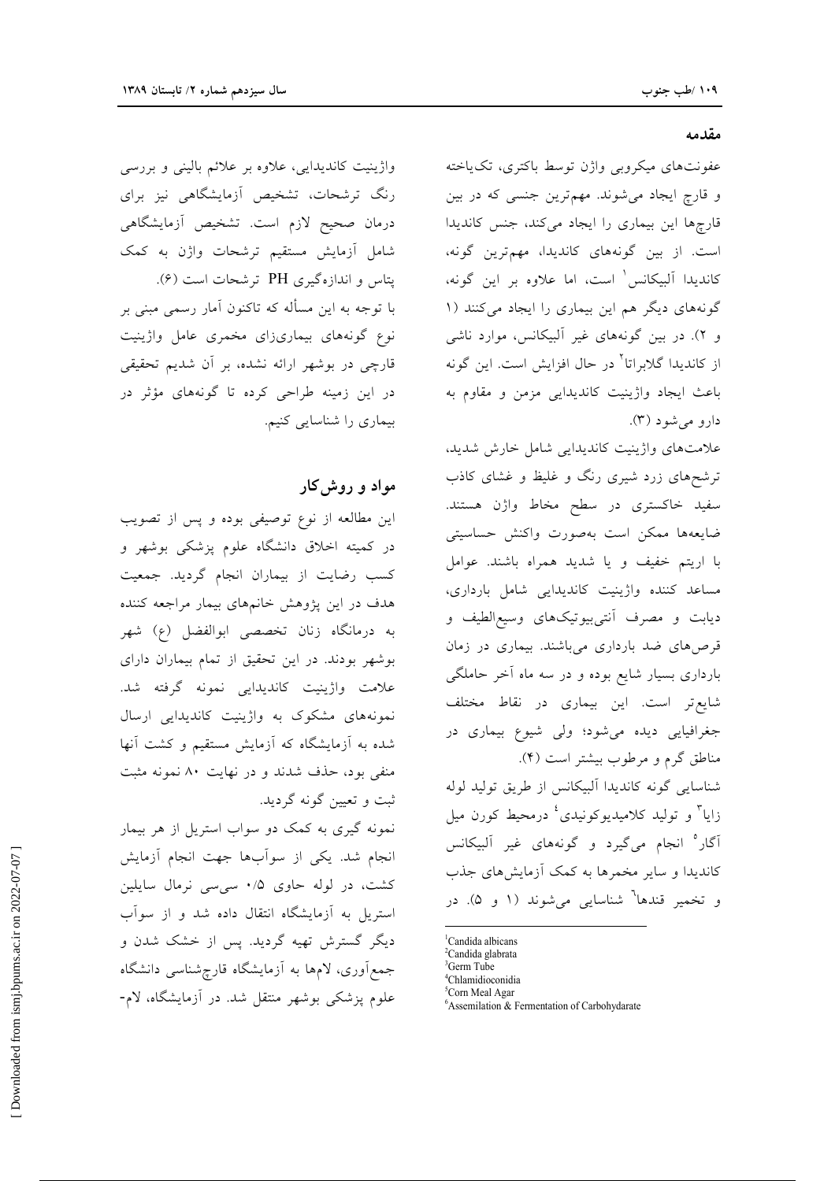## مقدمه

عفونت‌های میکروبی واژن توسط باکتری، تک‌یاخته و قارچ ایجاد می‌شوند. مهم‌ترین جنسی که در بین قارچ‌ها این بیماری را ایجاد می‌کند، جنس کاندیدا است. از بین گونه‌های کاندیدا، مهم‌ترین گونه، کاندیدا آلبیکانس[1] است، اما علاوه بر این گونه، گونه‌های دیگر هم این بیماری را ایجاد می‌کنند (۱ و ۲). در بین گونه‌های غیر آلبیکانس، موارد ناشی از کاندیدا گلابراتا[2] در حال افزایش است. این گونه باعث ایجاد واژینیت کاندیدایی مزمن و مقاوم به دارو می‌شود (۳).

علامت‌های واژینیت کاندیدایی شامل خارش شدید، ترشح‌های زرد شیری رنگ و غلیظ و غشای کاذب سفید خاکستری در سطح مخاط واژن هستند. ضایعه‌ها ممکن است به‌صورت واکنش حساسیتی با اریتم خفیف و یا شدید همراه باشند. عوامل مساعد کننده واژینیت کاندیدایی شامل بارداری، دیابت و مصرف آنتی‌بیوتیک‌های وسیع‌الطیف و قرص‌های ضد بارداری می‌باشند. بیماری در زمان بارداری بسیار شایع بوده و در سه ماه آخر حاملگی شایع‌تر است. این بیماری در نقاط مختلف جغرافیایی دیده می‌شود؛ ولی شیوع بیماری در مناطق گرم و مرطوب بیشتر است (۴).

شناسایی گونه کاندیدا آلبیکانس از طریق تولید لوله زایا[3] و تولید کلامیدیوکونیدی[4] درمحیط کورن میل آگار[5] انجام می‌گیرد و گونه‌های غیر آلبیکانس کاندیدا و سایر مخمرها به کمک آزمایش‌های جذب و تخمیر قندها[6] شناسایی می‌شوند (۱ و ۵). در واژینیت کاندیدایی، علاوه بر علائم بالینی و بررسی رنگ ترشحات، تشخیص آزمایشگاهی نیز برای درمان صحیح لازم است. تشخیص آزمایشگاهی شامل آزمایش مستقیم ترشحات واژن به کمک پتاس و اندازه‌گیری PH ترشحات است (۶).

با توجه به این مسأله که تاکنون آمار رسمی مبنی بر نوع گونه‌های بیماری‌زای مخمری عامل واژینیت قارچی در بوشهر ارائه نشده، بر آن شدیم تحقیقی در این زمینه طراحی کرده تا گونه‌های مؤثر در بیماری را شناسایی کنیم.

## مواد و روش‌کار

این مطالعه از نوع توصیفی بوده و پس از تصویب در کمیته اخلاق دانشگاه علوم پزشکی بوشهر و کسب رضایت از بیماران انجام گردید. جمعیت هدف در این پژوهش خانم‌های بیمار مراجعه کننده به درمانگاه زنان تخصصی ابوالفضل (ع) شهر بوشهر بودند. در این تحقیق از تمام بیماران دارای علامت واژینیت کاندیدایی نمونه گرفته شد. نمونه‌های مشکوک به واژینیت کاندیدایی ارسال شده به آزمایشگاه که آزمایش مستقیم و کشت آنها منفی بود، حذف شدند و در نهایت ۸۰ نمونه مثبت ثبت و تعیین گونه گردید.

نمونه گیری به کمک دو سواب استریل از هر بیمار انجام شد. یکی از سوآب‌ها جهت انجام آزمایش کشت، در لوله حاوی ۰/۵ سی‌سی نرمال سایلین استریل به آزمایشگاه انتقال داده شد و از سوآب دیگر گسترش تهیه گردید. پس از خشک شدن و جمع‌آوری، لام‌ها به آزمایشگاه قارچ‌شناسی دانشگاه علوم پزشکی بوشهر منتقل شد. در آزمایشگاه، لام-

---

[1] Candida albicans
[2] Candida glabrata
[3] Germ Tube
[4] Chlamidioconidia
[5] Corn Meal Agar
[6] Assemilation & Fermentation of Carbohydarate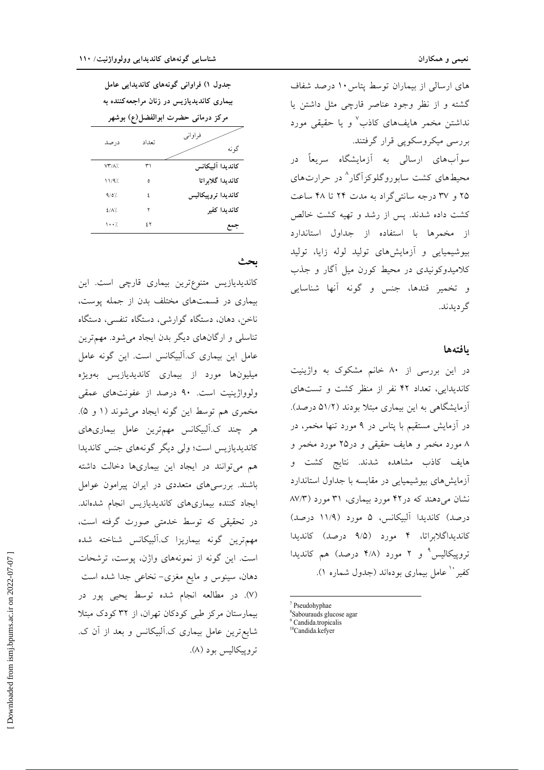های ارسالی از بیماران توسط پتاس۱۰ درصد شفاف گشته و از نظر وجود عناصر قارچی مثل داشتن یا نداشتن مخمر هایف‌های کاذب[7] و یا حقیقی مورد بررسی میکروسکوپی قرار گرفتند.

سوآب‌های ارسالی به آزمایشگاه سریعاً در محیط‌های کشت سابوروگلوکزآگار[8] در حرارت‌های ۲۵ و ۳۷ درجه سانتی‌گراد به مدت ۲۴ تا ۴۸ ساعت کشت داده شدند. پس از رشد و تهیه کشت خالص از مخمرها با استفاده از جداول استاندارد بیوشیمیایی و آزمایش‌های تولید لوله زایا، تولید کلامیدوکونیدی در محیط کورن میل آگار و جذب و تخمیر قندها، جنس و گونه آنها شناسایی گردیدند.

## یافته‌ها

در این بررسی از ۸۰ خانم مشکوک به واژینیت کاندیدایی، تعداد ۴۲ نفر از منظر کشت و تست‌های آزمایشگاهی به این بیماری مبتلا بودند (۵۱/۲ درصد). در آزمایش مستقیم با پتاس در ۹ مورد تنها مخمر، در ۸ مورد مخمر و هایف حقیقی و در۲۵ مورد مخمر و هایف کاذب مشاهده شدند. نتایج کشت و آزمایش‌های بیوشیمیایی در مقایسه با جداول استاندارد نشان می‌دهند که در۴۲ مورد بیماری، ۳۱ مورد (۸۷/۳ درصد) کاندیدا آلبیکانس، ۵ مورد (۱۱/۹ درصد) کاندیداگلابراتا، ۴ مورد (۹/۵ درصد) کاندیدا تروپیکالیس[9] و ۲ مورد (۴/۸ درصد) هم کاندیدا کفیر[10] عامل بیماری بوده‌اند (جدول شماره ۱).

**جدول ۱) فراوانی گونه‌های کاندیدایی عامل بیماری کاندیدیازیس در زنان مراجعه‌کننده به مرکز درمانی حضرت ابوالفضل(ع) بوشهر**

| گونه / فراوانی | تعداد | درصد |
|---|---|---|
| **کاندیدا آلبیکانس** | ۳۱ | ۷۳/۸٪ |
| **کاندیدا گلابراتا** | ۵ | ۱۱/۹٪ |
| **کاندیدا تروپیکالیس** | ٤ | ۹/۵٪ |
| **کاندیدا کفیر** | ۲ | ٤/۸٪ |
| **جمع** | ٤۲ | ۱۰۰٪ |

## بحث

کاندیدیازیس متنوع‌ترین بیماری قارچی است. این بیماری در قسمت‌های مختلف بدن از جمله پوست، ناخن، دهان، دستگاه گوارشی، دستگاه تنفسی، دستگاه تناسلی و ارگان‌های دیگر بدن ایجاد می‌شود. مهم‌ترین عامل این بیماری ک.آلبیکانس است. این گونه عامل میلیون‌ها مورد از بیماری کاندیدیازیس بویژه ولوواژینیت است. ۹۰ درصد از عفونت‌های عمقی مخمری هم توسط این گونه ایجاد می‌شوند (۱ و ۵). هر چند ک.آلبیکانس مهم‌ترین عامل بیماری‌های کاندیدیازیس است؛ ولی دیگر گونه‌های جنس کاندیدا هم می‌توانند در ایجاد این بیماری‌ها دخالت داشته باشند. بررسی‌های متعددی در ایران پیرامون عوامل ایجاد کننده بیماری‌های کاندیدیازیس انجام شده‌اند. در تحقیقی که توسط خدمتی صورت گرفته است، مهم‌ترین گونه بیماریزا ک.آلبیکانس شناخته شده است. این گونه از نمونه‌های واژن، پوست، ترشحات دهان، سینوس و مایع مغزی- نخاعی جدا شده است (۷). در مطالعه انجام شده توسط یحیی پور در بیمارستان مرکز طبی کودکان تهران، از ۳۲ کودک مبتلا شایع‌ترین عامل بیماری ک.آلبیکانس و بعد از آن ک. تروپیکالیس بود (۸).

---

[7] Pseudohyphae
[8] Sabourauds glucose agar
[9] Candida.tropicalis
[10] Candida.kefyer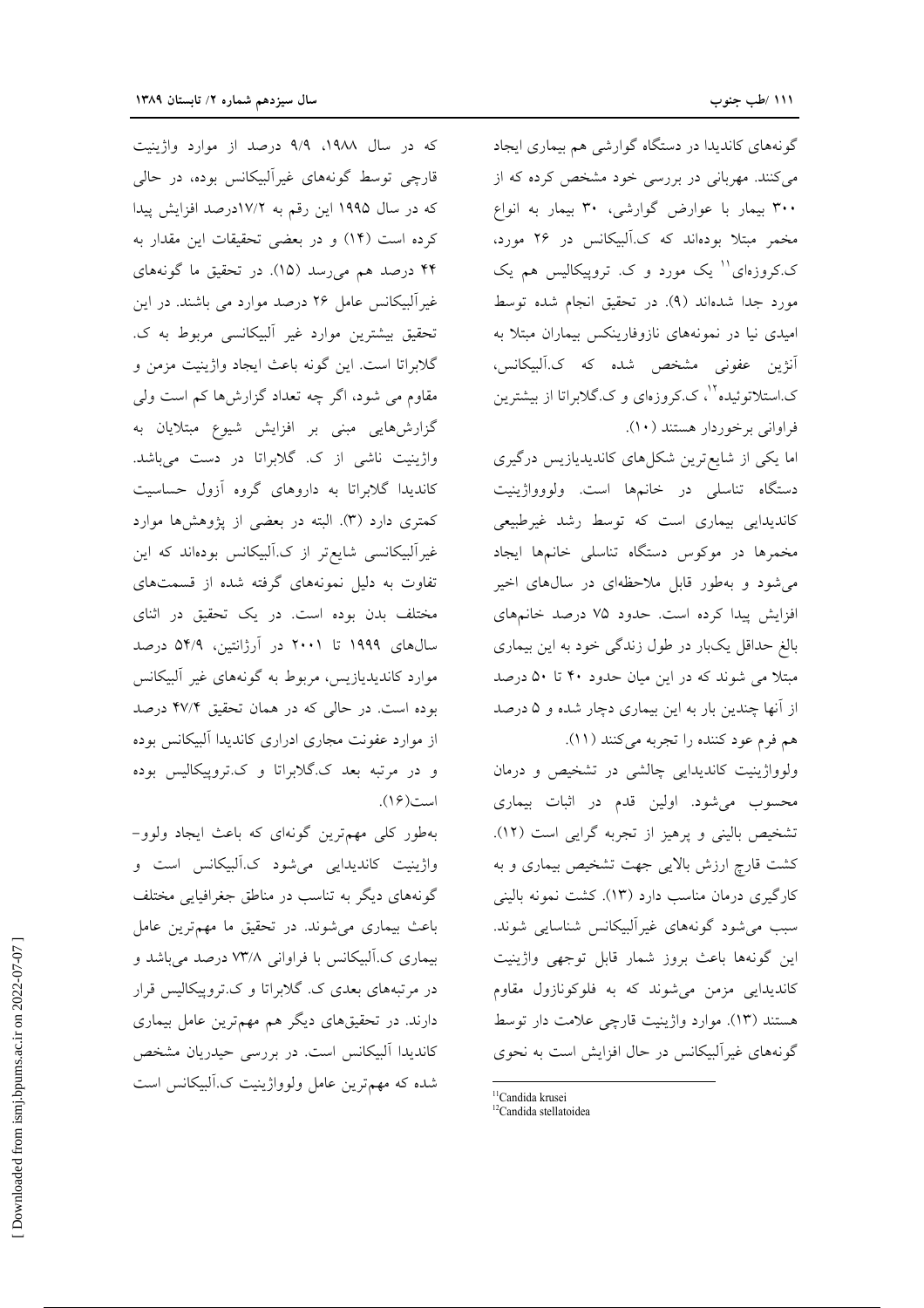گونه‌های کاندیدا در دستگاه گوارشی هم بیماری ایجاد می‌کنند. مهربانی در بررسی خود مشخص کرده که از ۳۰۰ بیمار با عوارض گوارشی، ۳۰ بیمار به انواع مخمر مبتلا بوده‌اند که ک.آلبیکانس در ۲۶ مورد، ک.کروزه‌ای[11] یک مورد و ک. تروپیکالیس هم یک مورد جدا شده‌اند (۹). در تحقیق انجام شده توسط امیدی نیا در نمونه‌های نازوفارینکس بیماران مبتلا به آنژین عفونی مشخص شده که ک.آلبیکانس، ک.استلاتوئیده[12]، ک.کروزه‌ای و ک.گلابراتا از بیشترین فراوانی برخوردار هستند (۱۰).

اما یکی از شایع‌ترین شکل‌های کاندیدیازیس درگیری دستگاه تناسلی در خانم‌ها است. ولووواژینیت کاندیدایی بیماری است که توسط رشد غیرطبیعی مخمرها در موکوس دستگاه تناسلی خانمها ایجاد می‌شود و به‌طور قابل ملاحظه‌ای در سال‌های اخیر افزایش پیدا کرده است. حدود ۷۵ درصد خانمهای بالغ حداقل یک‌بار در طول زندگی خود به این بیماری مبتلا می شوند که در این میان حدود ۴۰ تا ۵۰ درصد از آنها چندین بار به این بیماری دچار شده و ۵ درصد هم فرم عود کننده را تجربه می‌کنند (۱۱).

ولوواژینیت کاندیدایی چالشی در تشخیص و درمان محسوب می‌شود. اولین قدم در اثبات بیماری تشخیص بالینی و پرهیز از تجربه گرایی است (۱۲). کشت قارچ ارزش بالایی جهت تشخیص بیماری و به کارگیری درمان مناسب دارد (۱۳). کشت نمونه بالینی سبب می‌شود گونه‌های غیرآلبیکانس شناسایی شوند. این گونه‌ها باعث بروز شمار قابل توجهی واژینیت کاندیدایی مزمن می‌شوند که به فلوکونازول مقاوم هستند (۱۳). موارد واژینیت قارچی علامت دار توسط گونه‌های غیرآلبیکانس در حال افزایش است به نحوی که در سال ۱۹۸۸، ۹/۹ درصد از موارد واژینیت قارچی توسط گونه‌های غیرآلبیکانس بوده، در حالی که در سال ۱۹۹۵ این رقم به ۱۷/۲درصد افزایش پیدا کرده است (۱۴) و در بعضی تحقیقات این مقدار به ۴۴ درصد هم می‌رسد (۱۵). در تحقیق ما گونه‌های غیرآلبیکانس عامل ۲۶ درصد موارد می باشند. در این تحقیق بیشترین موارد غیر آلبیکانسی مربوط به ک. گلابراتا است. این گونه باعث ایجاد واژینیت مزمن و مقاوم می شود، اگر چه تعداد گزارش‌ها کم است ولی گزارش‌هایی مبنی بر افزایش شیوع مبتلایان به واژینیت ناشی از ک. گلابراتا در دست می‌باشد. کاندیدا گلابراتا به داروهای گروه آزول حساسیت کمتری دارد (۳). البته در بعضی از پژوهش‌ها موارد غیرآلبیکانسی شایع‌تر از ک.آلبیکانس بوده‌اند که این تفاوت به دلیل نمونه‌های گرفته شده از قسمت‌های مختلف بدن بوده است. در یک تحقیق در اثنای سال‌های ۱۹۹۹ تا ۲۰۰۱ در آرژانتین، ۵۴/۹ درصد موارد کاندیدیازیس، مربوط به گونه‌های غیر آلبیکانس بوده است. در حالی که در همان تحقیق ۴۷/۴ درصد از موارد عفونت مجاری ادراری کاندیدا آلبیکانس بوده و در مرتبه بعد ک.گلابراتا و ک.تروپیکالیس بوده است(۱۶).

به‌طور کلی مهم‌ترین گونه‌ای که باعث ایجاد ولوو-واژینیت کاندیدایی می‌شود ک.آلبیکانس است و گونه‌های دیگر به تناسب در مناطق جغرافیایی مختلف باعث بیماری می‌شوند. در تحقیق ما مهم‌ترین عامل بیماری ک.آلبیکانس با فراوانی ۷۳/۸ درصد می‌باشد و در مرتبه‌های بعدی ک. گلابراتا و ک.تروپیکالیس قرار دارند. در تحقیق‌های دیگر هم مهم‌ترین عامل بیماری کاندیدا آلبیکانس است. در بررسی حیدریان مشخص شده که مهم‌ترین عامل ولوواژینیت ک.آلبیکانس است

---

[11] Candida krusei

[12] Candida stellatoidea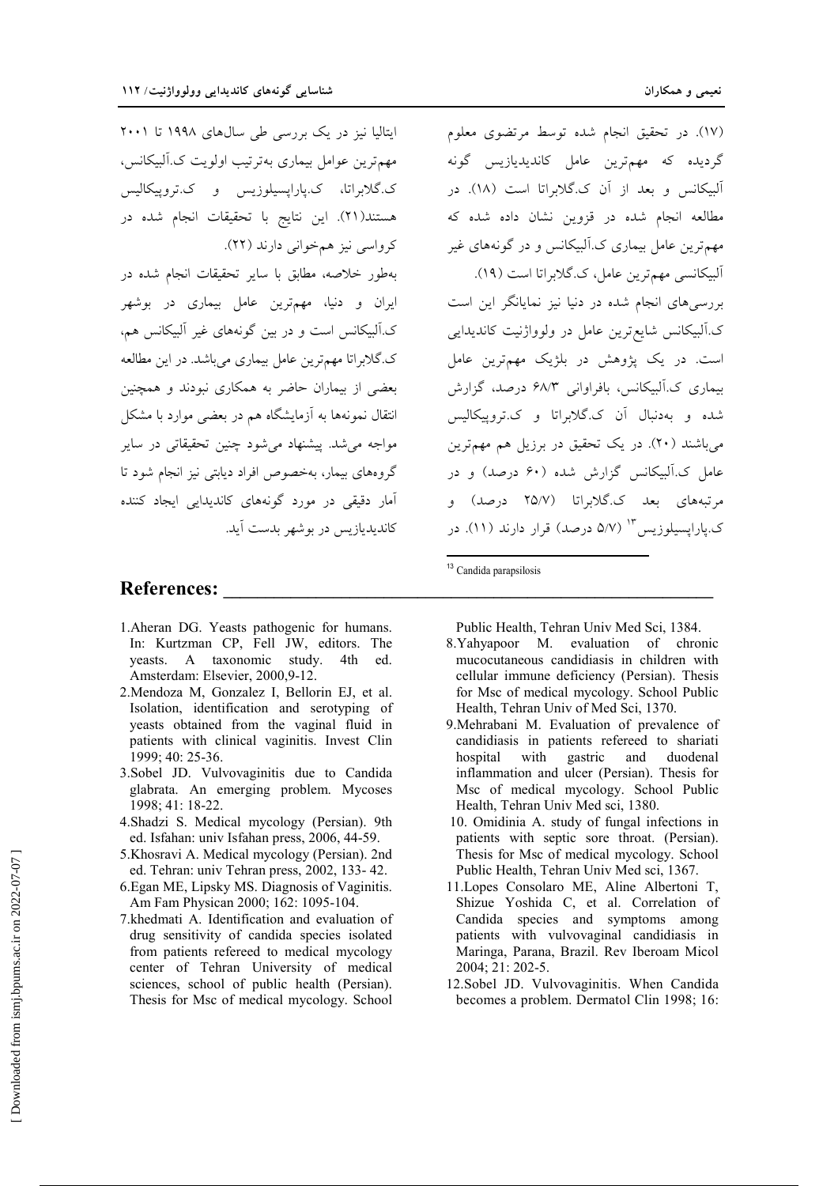(۱۷). در تحقیق انجام شده توسط مرتضوی معلوم گردیده که مهم‌ترین عامل کاندیدیازیس گونه آلبیکانس و بعد از آن ک.گلابراتا است (۱۸). در مطالعه انجام شده در قزوین نشان داده شده که مهم‌ترین عامل بیماری ک.آلبیکانس و در گونه‌های غیر آلبیکانسی مهم‌ترین عامل، ک.گلابراتا است (۱۹).

بررسی‌های انجام شده در دنیا نیز نمایانگر این است ک.آلبیکانس شایع‌ترین عامل در ولوواژنیت کاندیدایی است. در یک پژوهش در بلژیک مهم‌ترین عامل بیماری ک.آلبیکانس، بافراوانی ۶۸/۳ درصد، گزارش شده و به‌دنبال آن ک.گلابراتا و ک.تروپیکالیس می‌باشند (۲۰). در یک تحقیق در برزیل هم مهم‌ترین عامل ک.آلبیکانس گزارش شده (۶۰ درصد) و در مرتبه‌های بعد ک.گلابراتا (۲۵/۷ درصد) و ک.پاراپسیلوزیس[13] (۵/۷ درصد) قرار دارند (۱۱). در ایتالیا نیز در یک بررسی طی سال‌های ۱۹۹۸ تا ۲۰۰۱ مهم‌ترین عوامل بیماری به‌ترتیب اولویت ک.آلبیکانس، ک.گلابراتا، ک.پاراپسیلوزیس و ک.تروپیکالیس هستند(۲۱). این نتایج با تحقیقات انجام شده در کرواسی نیز هم‌خوانی دارند (۲۲).

به‌طور خلاصه، مطابق با سایر تحقیقات انجام شده در ایران و دنیا، مهم‌ترین عامل بیماری در بوشهر ک.آلبیکانس است و در بین گونه‌های غیر آلبیکانس هم، ک.گلابراتا مهم‌ترین عامل بیماری می‌باشد. در این مطالعه بعضی از بیماران حاضر به همکاری نبودند و همچنین انتقال نمونه‌ها به آزمایشگاه هم در بعضی موارد با مشکل مواجه می‌شد. پیشنهاد می‌شود چنین تحقیقاتی در سایر گروه‌های بیمار، به‌خصوص افراد دیابتی نیز انجام شود تا آمار دقیقی در مورد گونه‌های کاندیدایی ایجاد کننده کاندیدیازیس در بوشهر بدست آید.

[13] Candida parapsilosis

## References:

1. Aheran DG. Yeasts pathogenic for humans. In: Kurtzman CP, Fell JW, editors. The yeasts. A taxonomic study. 4th ed. Amsterdam: Elsevier, 2000,9-12.
2. Mendoza M, Gonzalez I, Bellorin EJ, et al. Isolation, identification and serotyping of yeasts obtained from the vaginal fluid in patients with clinical vaginitis. Invest Clin 1999; 40: 25-36.
3. Sobel JD. Vulvovaginitis due to Candida glabrata. An emerging problem. Mycoses 1998; 41: 18-22.
4. Shadzi S. Medical mycology (Persian). 9th ed. Isfahan: univ Isfahan press, 2006, 44-59.
5. Khosravi A. Medical mycology (Persian). 2nd ed. Tehran: univ Tehran press, 2002, 133- 42.
6. Egan ME, Lipsky MS. Diagnosis of Vaginitis. Am Fam Physican 2000; 162: 1095-104.
7. khedmati A. Identification and evaluation of drug sensitivity of candida species isolated from patients refereed to medical mycology center of Tehran University of medical sciences, school of public health (Persian). Thesis for Msc of medical mycology. School Public Health, Tehran Univ Med Sci, 1384.
8. Yahyapoor M. evaluation of chronic mucocutaneous candidiasis in children with cellular immune deficiency (Persian). Thesis for Msc of medical mycology. School Public Health, Tehran Univ of Med Sci, 1370.
9. Mehrabani M. Evaluation of prevalence of candidiasis in patients refereed to shariati hospital with gastric and duodenal inflammation and ulcer (Persian). Thesis for Msc of medical mycology. School Public Health, Tehran Univ Med sci, 1380.
10. Omidinia A. study of fungal infections in patients with septic sore throat. (Persian). Thesis for Msc of medical mycology. School Public Health, Tehran Univ Med sci, 1367.
11. Lopes Consolaro ME, Aline Albertoni T, Shizue Yoshida C, et al. Correlation of Candida species and symptoms among patients with vulvovaginal candidiasis in Maringa, Parana, Brazil. Rev Iberoam Micol 2004; 21: 202-5.
12. Sobel JD. Vulvovaginitis. When Candida becomes a problem. Dermatol Clin 1998; 16: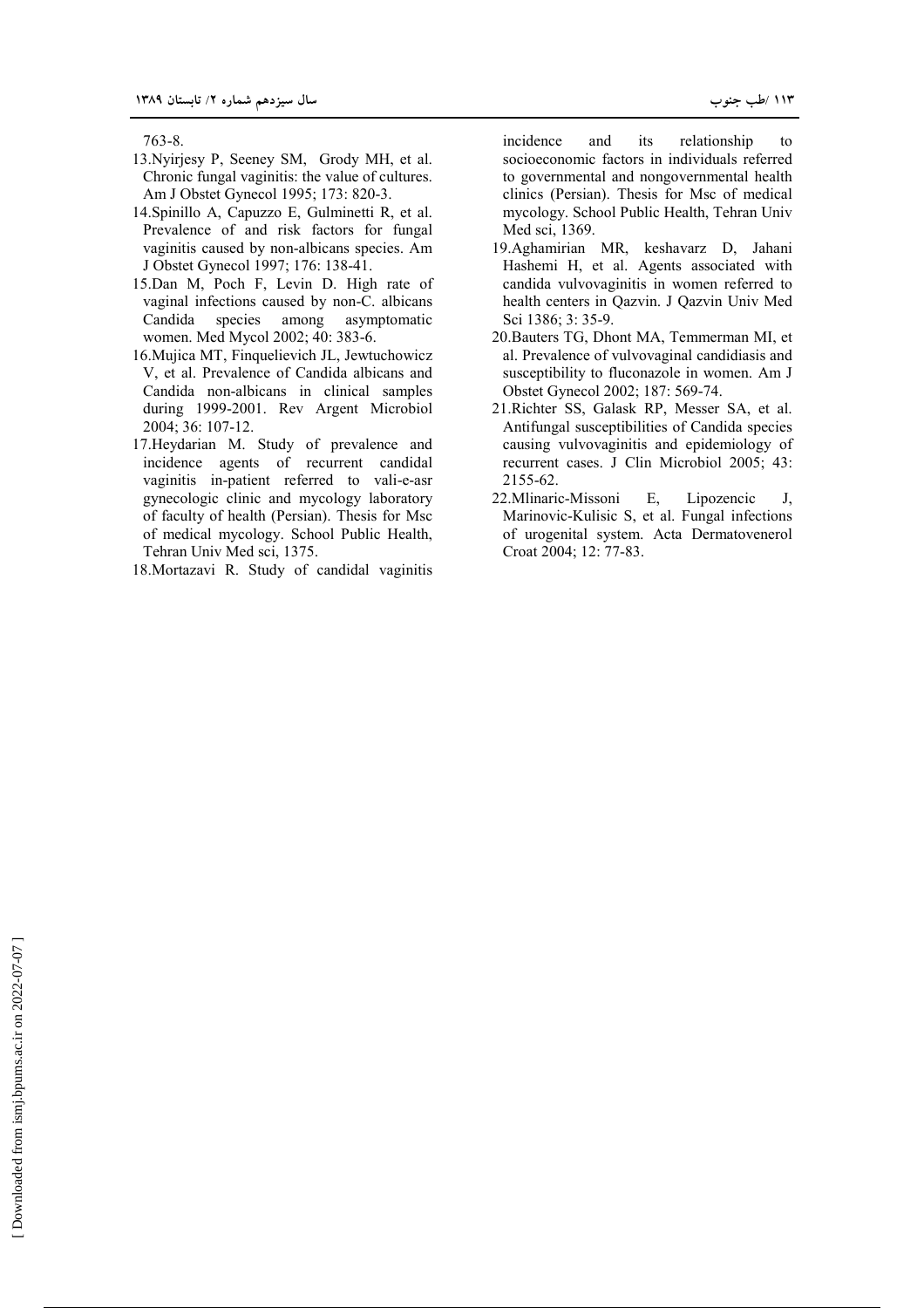763-8.

13. Nyirjesy P, Seeney SM, Grody MH, et al. Chronic fungal vaginitis: the value of cultures. Am J Obstet Gynecol 1995; 173: 820-3.
14. Spinillo A, Capuzzo E, Gulminetti R, et al. Prevalence of and risk factors for fungal vaginitis caused by non-albicans species. Am J Obstet Gynecol 1997; 176: 138-41.
15. Dan M, Poch F, Levin D. High rate of vaginal infections caused by non-C. albicans Candida species among asymptomatic women. Med Mycol 2002; 40: 383-6.
16. Mujica MT, Finquelievich JL, Jewtuchowicz V, et al. Prevalence of Candida albicans and Candida non-albicans in clinical samples during 1999-2001. Rev Argent Microbiol 2004; 36: 107-12.
17. Heydarian M. Study of prevalence and incidence agents of recurrent candidal vaginitis in-patient referred to vali-e-asr gynecologic clinic and mycology laboratory of faculty of health (Persian). Thesis for Msc of medical mycology. School Public Health, Tehran Univ Med sci, 1375.
18. Mortazavi R. Study of candidal vaginitis incidence and its relationship to socioeconomic factors in individuals referred to governmental and nongovernmental health clinics (Persian). Thesis for Msc of medical mycology. School Public Health, Tehran Univ Med sci, 1369.
19. Aghamirian MR, keshavarz D, Jahani Hashemi H, et al. Agents associated with candida vulvovaginitis in women referred to health centers in Qazvin. J Qazvin Univ Med Sci 1386; 3: 35-9.
20. Bauters TG, Dhont MA, Temmerman MI, et al. Prevalence of vulvovaginal candidiasis and susceptibility to fluconazole in women. Am J Obstet Gynecol 2002; 187: 569-74.
21. Richter SS, Galask RP, Messer SA, et al. Antifungal susceptibilities of Candida species causing vulvovaginitis and epidemiology of recurrent cases. J Clin Microbiol 2005; 43: 2155-62.
22. Mlinaric-Missoni E, Lipozencic J, Marinovic-Kulisic S, et al. Fungal infections of urogenital system. Acta Dermatovenerol Croat 2004; 12: 77-83.